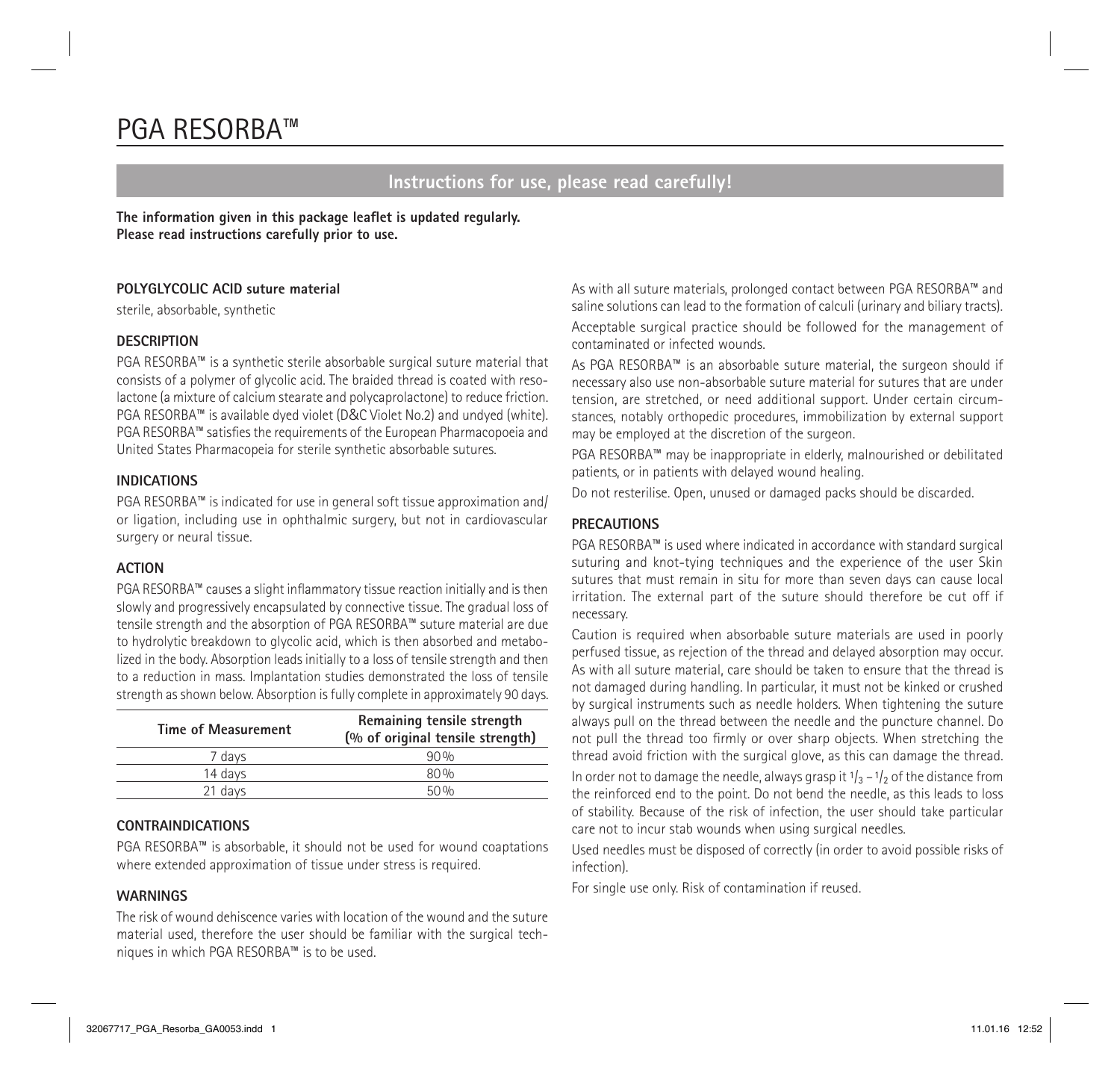# PGA RESORBA™

## Instructions for use, please read carefully!

**The information given in this package leaflet is updated regularly. Please read instructions carefully prior to use.**

**POLYGLYCOLIC ACID suture material**

sterile, absorbable, synthetic

**DESCRIPTION**

PGA RESORBA™ is a synthetic sterile absorbable surgical suture material that consists of a polymer of glycolic acid. The braided thread is coated with resolactone (a mixture of calcium stearate and polycaprolactone) to reduce friction. PGA RESORBA™ is available dyed violet (D&C Violet No.2) and undyed (white). PGA RESORBA™ satisfies the requirements of the European Pharmacopoeia and United States Pharmacopeia for sterile synthetic absorbable sutures.

**INDICATIONS**

PGA RESORBA™ is indicated for use in general soft tissue approximation and/or ligation, including use in ophthalmic surgery, but not in cardiovascular surgery or neural tissue.

**ACTION**

PGA RESORBA™ causes a slight inflammatory tissue reaction initially and is then slowly and progressively encapsulated by connective tissue. The gradual loss of tensile strength and the absorption of PGA RESORBA™ suture material are due to hydrolytic breakdown to glycolic acid, which is then absorbed and metabolized in the body. Absorption leads initially to a loss of tensile strength and then to a reduction in mass. Implantation studies demonstrated the loss of tensile strength as shown below. Absorption is fully complete in approximately 90 days.

| Time of Measurement | Remaining tensile strength (% of original tensile strength) |
|---|---|
| 7 days | 90% |
| 14 days | 80% |
| 21 days | 50% |

**CONTRAINDICATIONS**

PGA RESORBA™ is absorbable, it should not be used for wound coaptations where extended approximation of tissue under stress is required.

**WARNINGS**

The risk of wound dehiscence varies with location of the wound and the suture material used, therefore the user should be familiar with the surgical techniques in which PGA RESORBA™ is to be used.

As with all suture materials, prolonged contact between PGA RESORBA™ and saline solutions can lead to the formation of calculi (urinary and biliary tracts).

Acceptable surgical practice should be followed for the management of contaminated or infected wounds.

As PGA RESORBA™ is an absorbable suture material, the surgeon should if necessary also use non-absorbable suture material for sutures that are under tension, are stretched, or need additional support. Under certain circumstances, notably orthopedic procedures, immobilization by external support may be employed at the discretion of the surgeon.

PGA RESORBA™ may be inappropriate in elderly, malnourished or debilitated patients, or in patients with delayed wound healing.

Do not resterilise. Open, unused or damaged packs should be discarded.

**PRECAUTIONS**

PGA RESORBA™ is used where indicated in accordance with standard surgical suturing and knot-tying techniques and the experience of the user Skin sutures that must remain in situ for more than seven days can cause local irritation. The external part of the suture should therefore be cut off if necessary.

Caution is required when absorbable suture materials are used in poorly perfused tissue, as rejection of the thread and delayed absorption may occur. As with all suture material, care should be taken to ensure that the thread is not damaged during handling. In particular, it must not be kinked or crushed by surgical instruments such as needle holders. When tightening the suture always pull on the thread between the needle and the puncture channel. Do not pull the thread too firmly or over sharp objects. When stretching the thread avoid friction with the surgical glove, as this can damage the thread.

In order not to damage the needle, always grasp it $^1/_3$ – $^1/_2$ of the distance from the reinforced end to the point. Do not bend the needle, as this leads to loss of stability. Because of the risk of infection, the user should take particular care not to incur stab wounds when using surgical needles.

Used needles must be disposed of correctly (in order to avoid possible risks of infection).

For single use only. Risk of contamination if reused.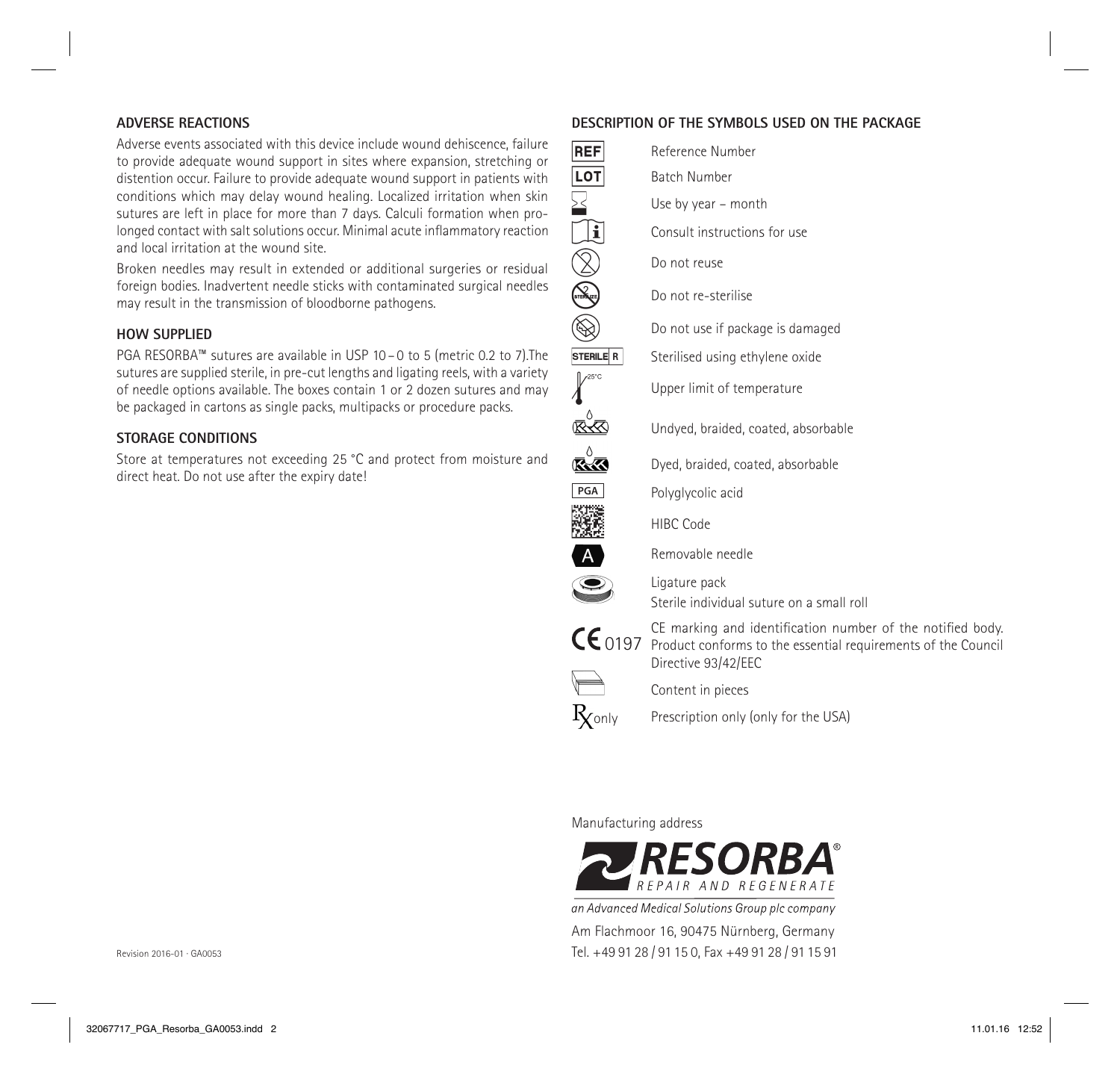## ADVERSE REACTIONS

Adverse events associated with this device include wound dehiscence, failure to provide adequate wound support in sites where expansion, stretching or distention occur. Failure to provide adequate wound support in patients with conditions which may delay wound healing. Localized irritation when skin sutures are left in place for more than 7 days. Calculi formation when prolonged contact with salt solutions occur. Minimal acute inflammatory reaction and local irritation at the wound site.

Broken needles may result in extended or additional surgeries or residual foreign bodies. Inadvertent needle sticks with contaminated surgical needles may result in the transmission of bloodborne pathogens.

## HOW SUPPLIED

PGA RESORBA™ sutures are available in USP 10 – 0 to 5 (metric 0.2 to 7).The sutures are supplied sterile, in pre-cut lengths and ligating reels, with a variety of needle options available. The boxes contain 1 or 2 dozen sutures and may be packaged in cartons as single packs, multipacks or procedure packs.

## STORAGE CONDITIONS

Store at temperatures not exceeding 25 °C and protect from moisture and direct heat. Do not use after the expiry date!

## DESCRIPTION OF THE SYMBOLS USED ON THE PACKAGE

| | |
|---|---|
| REF | Reference Number |
| LOT | Batch Number |
| | Use by year – month |
| | Consult instructions for use |
| | Do not reuse |
| | Do not re-sterilise |
| | Do not use if package is damaged |
| STERILE R | Sterilised using ethylene oxide |
| 25°C | Upper limit of temperature |
| | Undyed, braided, coated, absorbable |
| | Dyed, braided, coated, absorbable |
| PGA | Polyglycolic acid |
| | HIBC Code |
| A | Removable needle |
| | Ligature pack<br>Sterile individual suture on a small roll |
| CE 0197 | CE marking and identification number of the notified body. Product conforms to the essential requirements of the Council Directive 93/42/EEC |
| | Content in pieces |
| Rx only | Prescription only (only for the USA) |

Manufacturing address

RESORBA®
REPAIR AND REGENERATE

*an Advanced Medical Solutions Group plc company*

Am Flachmoor 16, 90475 Nürnberg, Germany
Tel. +49 91 28 / 91 15 0, Fax +49 91 28 / 91 15 91

Revision 2016-01 · GA0053